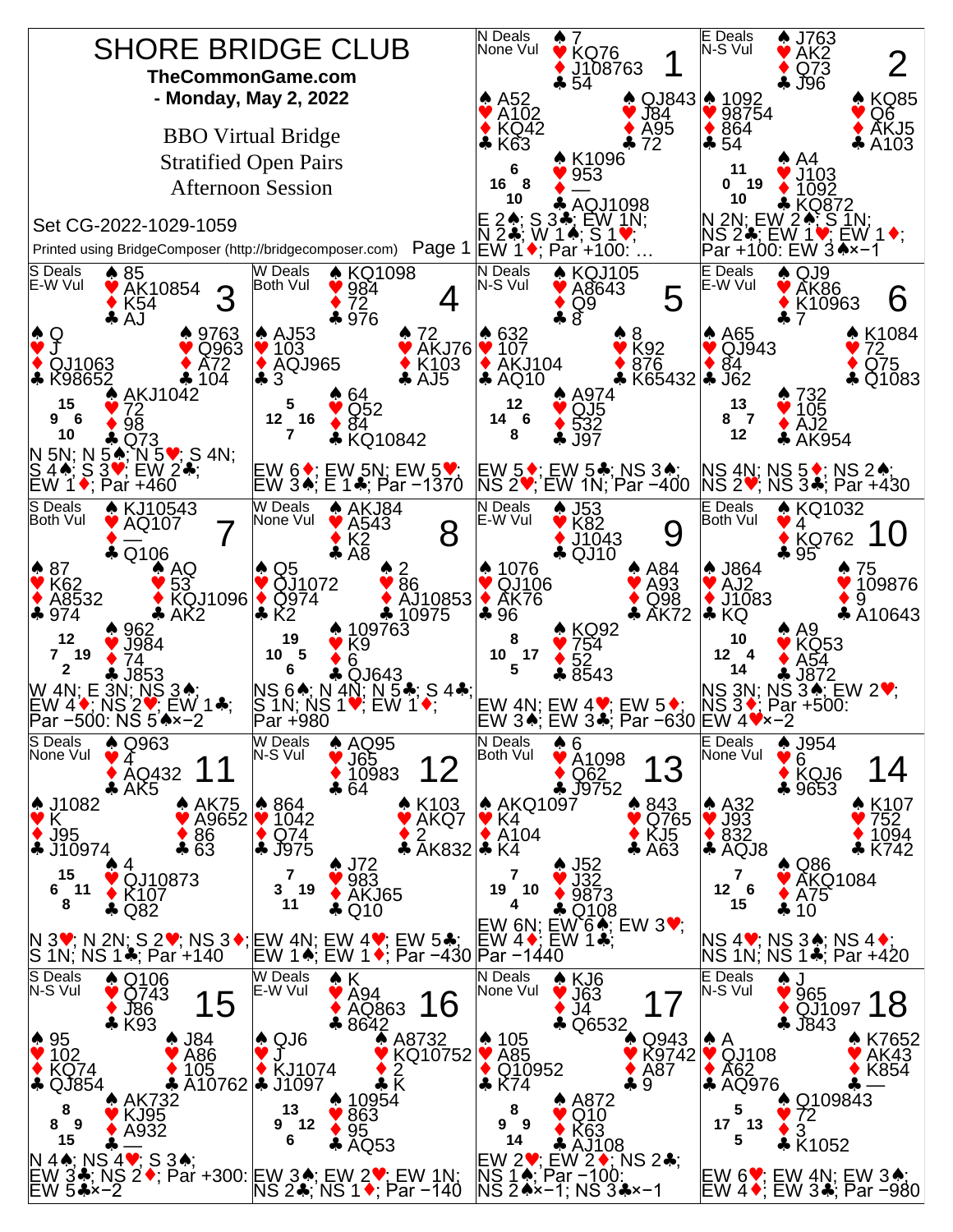# SHORE BRIDGE CLUB

**TheCommonGame.com**

**- Monday, May 2, 2022**

BBO Virtual Bridge

Stratified Open Pairs

Afternoon Session

Set CG-2022-1029-1059

Printed using BridgeComposer (http://bridgecomposer.com)

---

## Board 1

N Deals, None Vul

- North: ♠ 7 ♥ KQ76 ♦ J108763 ♣ 54
- West: ♠ A52 ♥ A102 ♦ KQ42 ♣ K63
- East: ♠ QJ843 ♥ J84 ♦ A95 ♣ 72
- South: ♠ K1096 ♥ 953 ♦ — ♣ AQJ1098

HCP: N 6, W 16, E 8, S 10

E 2♠; S 3♣; EW 1N; N 2♣; W 1♠; S 1♥; EW 1♦; Par +100: …

## Board 2

E Deals, N-S Vul

- North: ♠ J763 ♥ AK2 ♦ Q73 ♣ J96
- West: ♠ 1092 ♥ 98754 ♦ 864 ♣ 54
- East: ♠ KQ85 ♥ Q6 ♦ AKJ5 ♣ A103
- South: ♠ A4 ♥ J103 ♦ 1092 ♣ KQ872

HCP: N 11, W 0, E 19, S 10

N 2N; EW 2♠; S 1N; NS 2♣; EW 1♥; EW 1♦; Par +100: EW 3♠×−1

## Board 3

S Deals, E-W Vul

- North: ♠ 85 ♥ AK10854 ♦ K54 ♣ AJ
- West: ♠ Q ♥ J ♦ QJ1063 ♣ K98652
- East: ♠ 9763 ♥ Q963 ♦ A72 ♣ 104
- South: ♠ AKJ1042 ♥ 72 ♦ 98 ♣ Q73

HCP: N 15, W 9, E 6, S 10

N 5N; N 5♠; N 5♥; S 4N; S 4♠; S 3♥; EW 2♣; EW 1♦; Par +460

## Board 4

W Deals, Both Vul

- North: ♠ KQ1098 ♥ 984 ♦ 72 ♣ 976
- West: ♠ AJ53 ♥ 103 ♦ AQJ965 ♣ 3
- East: ♠ 72 ♥ AKJ76 ♦ K103 ♣ AJ5
- South: ♠ 64 ♥ Q52 ♦ 84 ♣ KQ10842

HCP: N 5, W 12, E 16, S 7

EW 6♦; EW 5N; EW 5♥; EW 3♠; E 1♣; Par −1370

## Board 5

N Deals, N-S Vul

- North: ♠ KQJ105 ♥ A8643 ♦ Q9 ♣ 8
- West: ♠ 632 ♥ 107 ♦ AKJ104 ♣ AQ10
- East: ♠ 8 ♥ K92 ♦ 876 ♣ K65432
- South: ♠ A974 ♥ QJ5 ♦ 532 ♣ J97

HCP: N 12, W 14, E 6, S 8

EW 5♦; EW 5♣; NS 3♠; NS 2♥; EW 1N; Par −400

## Board 6

E Deals, E-W Vul

- North: ♠ QJ9 ♥ AK86 ♦ K10963 ♣ 7
- West: ♠ A65 ♥ QJ943 ♦ 84 ♣ J62
- East: ♠ K1084 ♥ 72 ♦ Q75 ♣ Q1083
- South: ♠ 732 ♥ 105 ♦ AJ2 ♣ AK954

HCP: N 13, W 8, E 7, S 12

NS 4N; NS 5♦; NS 2♠; NS 2♥; NS 3♣; Par +430

## Board 7

S Deals, Both Vul

- North: ♠ KJ10543 ♥ AQ107 ♦ — ♣ Q106
- West: ♠ 87 ♥ K62 ♦ A8532 ♣ 974
- East: ♠ AQ ♥ 53 ♦ KQJ1096 ♣ AK2
- South: ♠ 962 ♥ J984 ♦ 74 ♣ J853

HCP: N 12, W 7, E 19, S 2

W 4N; E 3N; NS 3♠; EW 4♦; NS 2♥; EW 1♣; Par −500: NS 5♠×−2

## Board 8

W Deals, None Vul

- North: ♠ AKJ84 ♥ A543 ♦ K2 ♣ A8
- West: ♠ Q5 ♥ QJ1072 ♦ Q974 ♣ K2
- East: ♠ 2 ♥ 86 ♦ AJ10853 ♣ 10975
- South: ♠ 109763 ♥ K9 ♦ 6 ♣ QJ643

HCP: N 19, W 10, E 5, S 6

NS 6♠; N 4N; N 5♣; S 4♣; S 1N; NS 1♥; EW 1♦; Par +980

## Board 9

N Deals, E-W Vul

- North: ♠ J53 ♥ K82 ♦ J1043 ♣ QJ10
- West: ♠ 1076 ♥ QJ106 ♦ AK76 ♣ 96
- East: ♠ A84 ♥ A93 ♦ Q98 ♣ AK72
- South: ♠ KQ92 ♥ 754 ♦ 52 ♣ 8543

HCP: N 8, W 10, E 17, S 5

EW 4N; EW 4♥; EW 5♦; EW 3♠; EW 3♣; Par −630

## Board 10

E Deals, Both Vul

- North: ♠ KQ1032 ♥ 4 ♦ KQ762 ♣ 95
- West: ♠ J864 ♥ AJ2 ♦ J1083 ♣ KQ
- East: ♠ 75 ♥ 109876 ♦ 9 ♣ A10643
- South: ♠ A9 ♥ KQ53 ♦ A54 ♣ J872

HCP: N 10, W 12, E 4, S 14

NS 3N; NS 3♠; EW 2♥; NS 3♦; Par +500: EW 4♥×−2

## Board 11

S Deals, None Vul

- North: ♠ Q963 ♥ 4 ♦ AQ432 ♣ AK5
- West: ♠ J1082 ♥ K ♦ J95 ♣ J10974
- East: ♠ AK75 ♥ A9652 ♦ 86 ♣ 63
- South: ♠ 4 ♥ QJ10873 ♦ K107 ♣ Q82

HCP: N 15, W 6, E 11, S 8

N 3♥; N 2N; S 2♥; NS 3♦; S 1N; NS 1♣; Par +140

## Board 12

W Deals, N-S Vul

- North: ♠ AQ95 ♥ J65 ♦ 10983 ♣ 64
- West: ♠ 864 ♥ 1042 ♦ Q74 ♣ J975
- East: ♠ K103 ♥ AKQ7 ♦ 2 ♣ AK832
- South: ♠ J72 ♥ 983 ♦ AKJ65 ♣ Q10

HCP: N 7, W 3, E 19, S 11

EW 4N; EW 4♥; EW 5♣; EW 1♠; EW 1♦; Par −430

## Board 13

N Deals, Both Vul

- North: ♠ 6 ♥ A1098 ♦ Q62 ♣ J9752
- West: ♠ AKQ1097 ♥ K4 ♦ A104 ♣ K4
- East: ♠ 843 ♥ Q765 ♦ KJ5 ♣ A63
- South: ♠ J52 ♥ J32 ♦ 9873 ♣ Q108

HCP: N 7, W 19, E 10, S 4

EW 6N; EW 6♠; EW 3♥; EW 4♦; EW 1♣; Par −1440

## Board 14

E Deals, None Vul

- North: ♠ J954 ♥ 6 ♦ KQJ6 ♣ 9653
- West: ♠ A32 ♥ J93 ♦ 832 ♣ AQJ8
- East: ♠ K107 ♥ 752 ♦ 1094 ♣ K742
- South: ♠ Q86 ♥ AKQ1084 ♦ A75 ♣ 10

HCP: N 7, W 12, E 6, S 15

NS 4♥; NS 3♠; NS 4♦; NS 1N; NS 1♣; Par +420

## Board 15

S Deals, N-S Vul

- North: ♠ Q106 ♥ Q743 ♦ J86 ♣ K93
- West: ♠ 95 ♥ 102 ♦ KQ74 ♣ QJ854
- East: ♠ J84 ♥ A86 ♦ 105 ♣ A10762
- South: ♠ AK732 ♥ KJ95 ♦ A932 ♣ —

HCP: N 8, W 8, E 9, S 15

N 4♠; NS 4♥; S 3♠; EW 3♣; NS 2♦; Par +300: EW 5♣×−2

## Board 16

W Deals, E-W Vul

- North: ♠ K ♥ A94 ♦ AQ863 ♣ 8642
- West: ♠ QJ6 ♥ J ♦ KJ1074 ♣ J1097
- East: ♠ A8732 ♥ KQ10752 ♦ 2 ♣ K
- South: ♠ 10954 ♥ 863 ♦ 95 ♣ AQ53

HCP: N 13, W 9, E 12, S 6

EW 3♠; EW 2♥; EW 1N; NS 2♣; NS 1♦; Par −140

## Board 17

N Deals, None Vul

- North: ♠ KJ6 ♥ J63 ♦ J4 ♣ Q6532
- West: ♠ 105 ♥ A85 ♦ Q10952 ♣ K74
- East: ♠ Q943 ♥ K9742 ♦ A87 ♣ 9
- South: ♠ A872 ♥ Q10 ♦ K63 ♣ AJ108

HCP: N 8, W 9, E 9, S 14

EW 2♥; EW 2♦; NS 2♣; NS 1♠; Par −100: NS 2♠×−1; NS 3♣×−1

## Board 18

E Deals, N-S Vul

- North: ♠ J ♥ 965 ♦ QJ1097 ♣ J843
- West: ♠ A ♥ QJ108 ♦ A62 ♣ AQ976
- East: ♠ K7652 ♥ AK43 ♦ K854 ♣ —
- South: ♠ Q109843 ♥ 72 ♦ 3 ♣ K1052

HCP: N 5, W 17, E 13, S 5

EW 6♥; EW 4N; EW 3♠; EW 4♦; EW 3♣; Par −980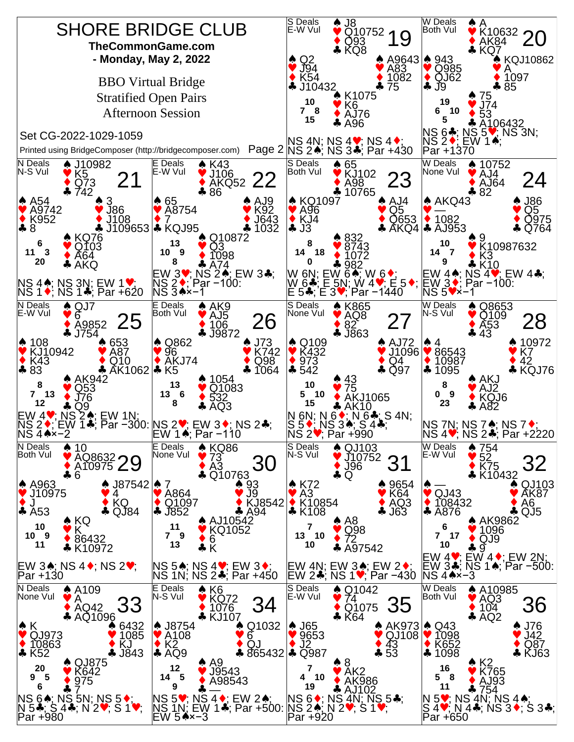# SHORE BRIDGE CLUB

**TheCommonGame.com**

**- Monday, May 2, 2022**

BBO Virtual Bridge

Stratified Open Pairs

Afternoon Session

Set CG-2022-1029-1059

Printed using BridgeComposer (http://bridgecomposer.com)

---

## Board 19

S Deals, E-W Vul

North: ♠ J8 ♥ Q10752 ♦ Q93 ♣ KQ8

West: ♠ Q2 ♥ J94 ♦ K54 ♣ J10432

East: ♠ A9643 ♥ A83 ♦ 1082 ♣ 75

South: ♠ K1075 ♥ K6 ♦ AJ76 ♣ A96

HCP: N 10, W 7, E 8, S 15

NS 4N; NS 4♥; NS 4♦; NS 2♠; NS 3♣; Par +430

## Board 20

W Deals, Both Vul

North: ♠ A ♥ K10632 ♦ AK84 ♣ KQ7

West: ♠ 943 ♥ Q985 ♦ QJ62 ♣ J9

East: ♠ KQJ10862 ♥ A ♦ 1097 ♣ 85

South: ♠ 75 ♥ J74 ♦ 53 ♣ A106432

HCP: N 19, W 6, E 10, S 5

NS 6♣; NS 5♥; NS 3N; NS 2♦; EW 1♠; Par +1370

## Board 21

N Deals, N-S Vul

North: ♠ J10982 ♥ K5 ♦ Q73 ♣ 742

West: ♠ A54 ♥ A9742 ♦ K952 ♣ 8

East: ♠ 3 ♥ J86 ♦ J108 ♣ J109653

South: ♠ KQ76 ♥ Q103 ♦ A64 ♣ AKQ

HCP: N 6, W 11, E 3, S 20

NS 4♠; NS 3N; EW 1♥; NS 1♦; NS 1♣; Par +620

## Board 22

E Deals, E-W Vul

North: ♠ K43 ♥ J106 ♦ AKQ52 ♣ 86

West: ♠ 65 ♥ A8754 ♦ 7 ♣ KQJ95

East: ♠ AJ9 ♥ K92 ♦ J643 ♣ 1032

South: ♠ Q10872 ♥ Q3 ♦ 1098 ♣ A74

HCP: N 13, W 10, E 9, S 8

EW 3♥; NS 2♠; EW 3♣; NS 2♦; Par −100: NS 3♠×−1

## Board 23

S Deals, Both Vul

North: ♠ 65 ♥ KJ102 ♦ A98 ♣ 10765

West: ♠ KQ1097 ♥ A96 ♦ KJ4 ♣ J3

East: ♠ AJ4 ♥ Q5 ♦ Q653 ♣ AKQ4

South: ♠ 832 ♥ 8743 ♦ 1072 ♣ 982

HCP: N 8, W 14, E 18, S 0

W 6N; EW 6♠; W 6♦; W 6♣; E 5N; W 4♥; E 5♦; E 5♣; E 3♥; Par −1440

## Board 24

W Deals, None Vul

North: ♠ 10752 ♥ AJ4 ♦ AJ64 ♣ 82

West: ♠ AKQ43 ♥ — ♦ 1082 ♣ AJ953

East: ♠ J86 ♥ Q5 ♦ Q975 ♣ Q764

South: ♠ 9 ♥ K10987632 ♦ K3 ♣ K10

HCP: N 10, W 14, E 7, S 9

EW 4♠; NS 4♥; EW 4♣; EW 3♦; Par −100: NS 5♥×−1

## Board 25

N Deals, E-W Vul

North: ♠ QJ7 ♥ 6 ♦ A9852 ♣ J754

West: ♠ 108 ♥ KJ10942 ♦ K43 ♣ 83

East: ♠ 653 ♥ A87 ♦ Q10 ♣ AK1062

South: ♠ AK942 ♥ Q53 ♦ J76 ♣ Q9

HCP: N 8, W 7, E 13, S 12

EW 4♥; NS 2♠; EW 1N; NS 2♦; EW 1♣; Par −300: NS 4♠×−2

## Board 26

E Deals, Both Vul

North: ♠ AK9 ♥ AJ5 ♦ 106 ♣ J9872

West: ♠ Q862 ♥ 96 ♦ AKJ74 ♣ K5

East: ♠ J73 ♥ K742 ♦ Q98 ♣ 1064

South: ♠ 1054 ♥ Q1083 ♦ 532 ♣ AQ3

HCP: N 13, W 13, E 6, S 8

NS 2♥; EW 3♦; NS 2♣; EW 1♠; Par −110

## Board 27

S Deals, None Vul

North: ♠ K865 ♥ AQ8 ♦ 82 ♣ J863

West: ♠ Q109 ♥ K432 ♦ 973 ♣ 542

East: ♠ AJ72 ♥ J1096 ♦ Q4 ♣ Q97

South: ♠ 43 ♥ 75 ♦ AKJ1065 ♣ AK10

HCP: N 10, W 5, E 10, S 15

N 6N; N 6♦; N 6♣; S 4N; S 5♦; NS 3♠; S 4♣; NS 2♥; Par +990

## Board 28

W Deals, N-S Vul

North: ♠ Q8653 ♥ Q109 ♦ A53 ♣ 43

West: ♠ 4 ♥ 86543 ♦ 10987 ♣ 1095

East: ♠ 10972 ♥ K7 ♦ 42 ♣ KQJ76

South: ♠ AKJ ♥ AJ2 ♦ KQJ6 ♣ A82

HCP: N 8, W 0, E 9, S 23

NS 7N; NS 7♠; NS 7♦; NS 4♥; NS 2♣; Par +2220

## Board 29

N Deals, Both Vul

North: ♠ 10 ♥ AQ8632 ♦ A10975 ♣ 6

West: ♠ A963 ♥ J10975 ♦ J ♣ A53

East: ♠ J87542 ♥ 4 ♦ KQ ♣ QJ84

South: ♠ KQ ♥ K ♦ 86432 ♣ K10972

HCP: N 10, W 10, E 9, S 11

EW 3♠; NS 4♦; NS 2♥; Par +130

## Board 30

E Deals, None Vul

North: ♠ KQ86 ♥ 73 ♦ A3 ♣ Q10763

West: ♠ 7 ♥ A864 ♦ Q1097 ♣ J852

East: ♠ 93 ♥ J9 ♦ KJ8542 ♣ A94

South: ♠ AJ10542 ♥ KQ1052 ♦ 6 ♣ K

HCP: N 11, W 7, E 9, S 13

NS 5♠; NS 4♥; EW 3♦; NS 1N; NS 2♣; Par +450

## Board 31

S Deals, N-S Vul

North: ♠ QJ103 ♥ J10752 ♦ J96 ♣ Q

West: ♠ K72 ♥ A3 ♦ K10854 ♣ K108

East: ♠ 9654 ♥ K64 ♦ AQ3 ♣ J63

South: ♠ A8 ♥ Q98 ♦ 72 ♣ A97542

HCP: N 7, W 13, E 10, S 10

EW 4N; EW 3♠; EW 2♦; EW 2♣; NS 1♥; Par −430

## Board 32

W Deals, E-W Vul

North: ♠ 754 ♥ 52 ♦ K75 ♣ K10432

West: ♠ — ♥ QJ43 ♦ 108432 ♣ A876

East: ♠ QJ103 ♥ AK87 ♦ A6 ♣ QJ5

South: ♠ AK9862 ♥ 1096 ♦ QJ9 ♣ 9

HCP: N 6, W 7, E 17, S 10

EW 4♥; EW 4♦; EW 2N; EW 3♣; NS 1♠; Par −500: NS 4♠×−3

## Board 33

N Deals, None Vul

North: ♠ A109 ♥ A ♦ AQ42 ♣ AQ1096

West: ♠ K ♥ QJ973 ♦ 10863 ♣ K52

East: ♠ 6432 ♥ 1085 ♦ KJ ♣ J843

South: ♠ QJ875 ♥ K642 ♦ 975 ♣ 7

HCP: N 20, W 9, E 5, S 6

NS 6♠; NS 5N; NS 5♦; N 5♣; S 4♣; N 2♥; S 1♥; Par +980

## Board 34

E Deals, N-S Vul

North: ♠ K6 ♥ KQ72 ♦ 1076 ♣ KJ107

West: ♠ J8754 ♥ A108 ♦ K2 ♣ AQ9

East: ♠ Q1032 ♥ 6 ♦ QJ ♣ 865432

South: ♠ A9 ♥ J9543 ♦ A98543 ♣ —

HCP: N 12, W 14, E 5, S 9

NS 5♥; NS 4♦; EW 2♠; NS 1N; EW 1♣; Par +500: EW 5♠×−3

## Board 35

S Deals, E-W Vul

North: ♠ Q1042 ♥ 74 ♦ Q1075 ♣ K64

West: ♠ J65 ♥ 9653 ♦ J2 ♣ Q987

East: ♠ AK973 ♥ QJ108 ♦ 43 ♣ 53

South: ♠ 8 ♥ AK2 ♦ AK986 ♣ AJ102

HCP: N 7, W 4, E 10, S 19

NS 6♦; NS 4N; NS 5♣; NS 2♠; N 2♥; S 1♥; Par +920

## Board 36

W Deals, Both Vul

North: ♠ A10985 ♥ AQ3 ♦ 104 ♣ AQ2

West: ♠ Q43 ♥ 1098 ♦ K652 ♣ 1098

East: ♠ J76 ♥ J42 ♦ Q87 ♣ KJ63

South: ♠ K2 ♥ K765 ♦ AJ93 ♣ 754

HCP: N 16, W 5, E 8, S 11

N 5♥; NS 4N; NS 4♠; S 4♥; N 4♣; NS 3♦; S 3♣; Par +650